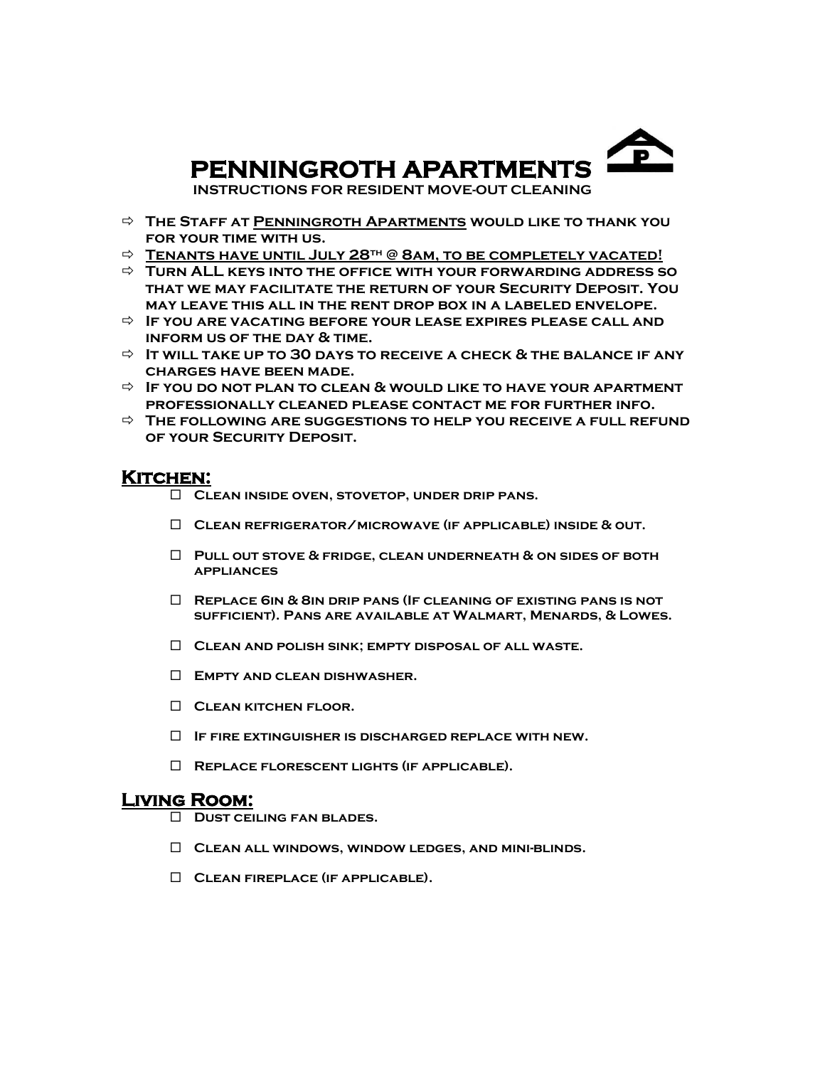# PENNINGROTH APARTMENTS

**INSTRUCTIONS FOR RESIDENT MOVE-OUT CLEANING**

- ⇨ **The Staff at Penningroth Apartments would like to thank you for your time with us.**
- ⇨ **Tenants have until July 28th @ 8am, to be completely vacated!**
- ⇨ **Turn ALL keys into the office with your forwarding address so that we may facilitate the return of your Security Deposit. You may leave this all in the rent drop box in a labeled envelope.**
- ⇨ **If you are vacating before your lease expires please call and inform us of the day & time.**
- ⇨ **It will take up to 30 days to receive a check & the balance if any charges have been made.**
- ⇨ **If you do not plan to clean & would like to have your apartment professionally cleaned please contact me for further info.**
- ⇨ **The following are suggestions to help you receive a full refund of your Security Deposit.**

## Kitchen:

- ☐ **Clean inside oven, stovetop, under drip pans.**
- ☐ **Clean refrigerator/microwave (if applicable) inside & out.**
- ☐ **Pull out stove & fridge, clean underneath & on sides of both appliances**
- ☐ **Replace 6in & 8in drip pans (If cleaning of existing pans is not sufficient). Pans are available at Walmart, Menards, & Lowes.**
- ☐ **Clean and polish sink; empty disposal of all waste.**
- ☐ **Empty and clean dishwasher.**
- ☐ **Clean kitchen floor.**
- ☐ **If fire extinguisher is discharged replace with new.**
- ☐ **Replace florescent lights (if applicable).**

## Living Room:

- ☐ **Dust ceiling fan blades.**
- ☐ **Clean all windows, window ledges, and mini-blinds.**
- ☐ **Clean fireplace (if applicable).**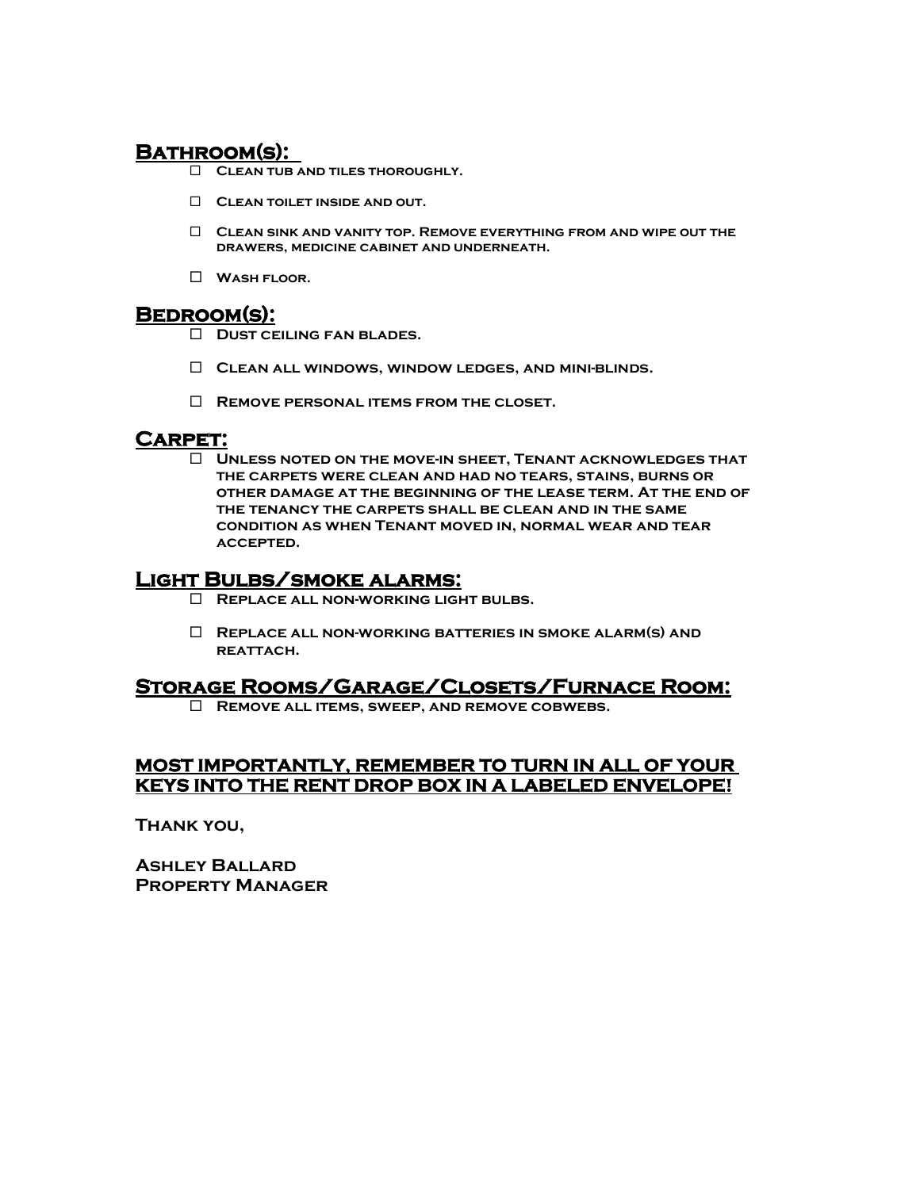## Bathroom(s):

- ☐ Clean tub and tiles thoroughly.
- ☐ Clean toilet inside and out.
- ☐ Clean sink and vanity top. Remove everything from and wipe out the drawers, medicine cabinet and underneath.
- ☐ Wash floor.

## Bedroom(s):

- ☐ Dust ceiling fan blades.
- ☐ Clean all windows, window ledges, and mini-blinds.
- ☐ Remove personal items from the closet.

## Carpet:

- ☐ Unless noted on the move-in sheet, Tenant acknowledges that the carpets were clean and had no tears, stains, burns or other damage at the beginning of the lease term. At the end of the tenancy the carpets shall be clean and in the same condition as when Tenant moved in, normal wear and tear accepted.

## Light Bulbs/smoke alarms:

- ☐ Replace all non-working light bulbs.
- ☐ Replace all non-working batteries in smoke alarm(s) and reattach.

## Storage Rooms/Garage/Closets/Furnace Room:

- ☐ Remove all items, sweep, and remove cobwebs.

**MOST IMPORTANTLY, REMEMBER TO TURN IN ALL OF YOUR KEYS INTO THE RENT DROP BOX IN A LABELED ENVELOPE!**

**Thank you,**

**Ashley Ballard**
**Property Manager**